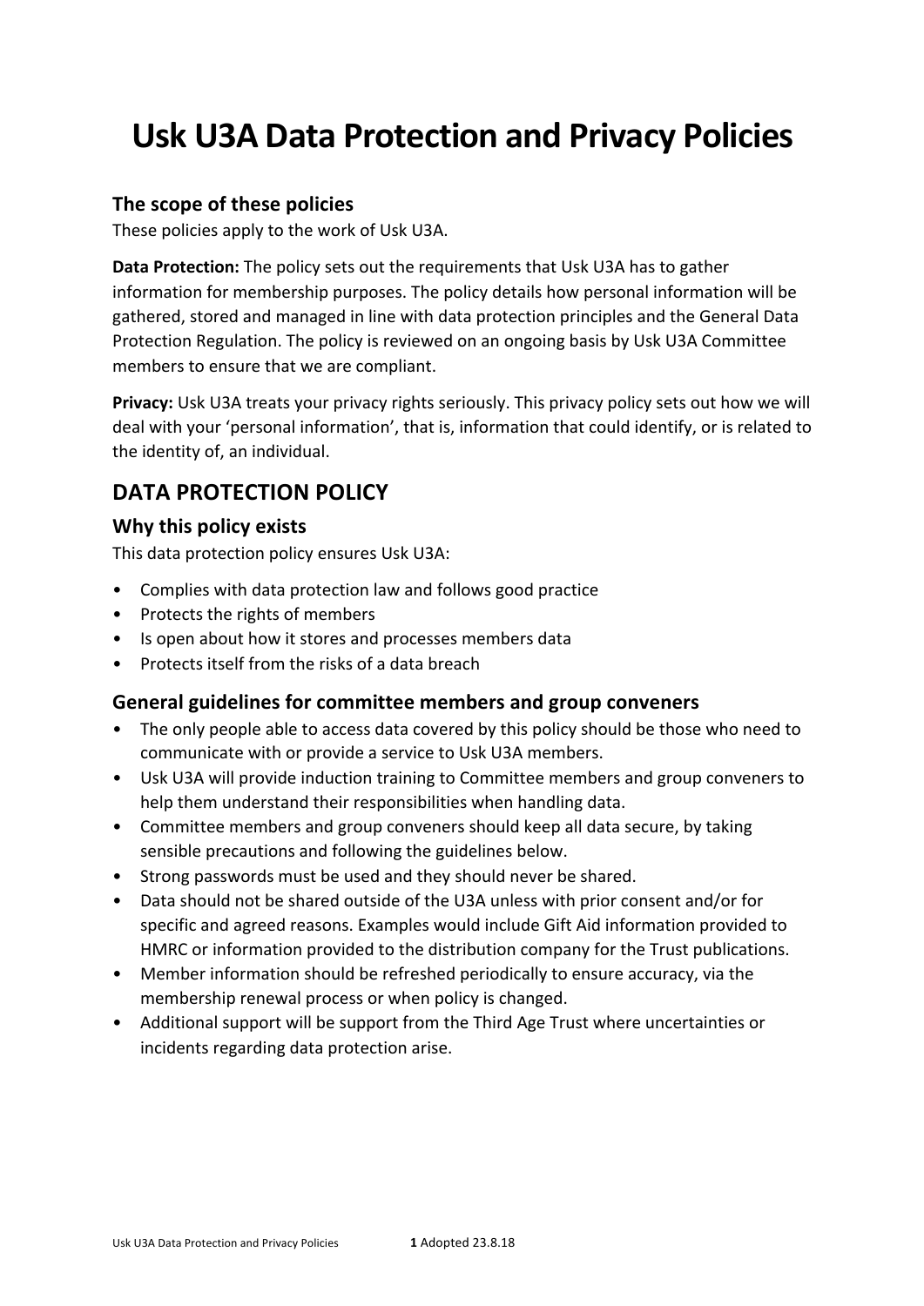# Usk U3A Data Protection and Privacy Policies

### The scope of these policies

These policies apply to the work of Usk U3A.

**Data Protection:** The policy sets out the requirements that Usk U3A has to gather information for membership purposes. The policy details how personal information will be gathered, stored and managed in line with data protection principles and the General Data Protection Regulation. The policy is reviewed on an ongoing basis by Usk U3A Committee members to ensure that we are compliant.

**Privacy:** Usk U3A treats your privacy rights seriously. This privacy policy sets out how we will deal with your 'personal information', that is, information that could identify, or is related to the identity of, an individual.

## DATA PROTECTION POLICY

### Why this policy exists

This data protection policy ensures Usk U3A:

- Complies with data protection law and follows good practice
- Protects the rights of members
- Is open about how it stores and processes members data
- Protects itself from the risks of a data breach

### General guidelines for committee members and group conveners

- The only people able to access data covered by this policy should be those who need to communicate with or provide a service to Usk U3A members.
- Usk U3A will provide induction training to Committee members and group conveners to help them understand their responsibilities when handling data.
- Committee members and group conveners should keep all data secure, by taking sensible precautions and following the guidelines below.
- Strong passwords must be used and they should never be shared.
- Data should not be shared outside of the U3A unless with prior consent and/or for specific and agreed reasons. Examples would include Gift Aid information provided to HMRC or information provided to the distribution company for the Trust publications.
- Member information should be refreshed periodically to ensure accuracy, via the membership renewal process or when policy is changed.
- Additional support will be support from the Third Age Trust where uncertainties or incidents regarding data protection arise.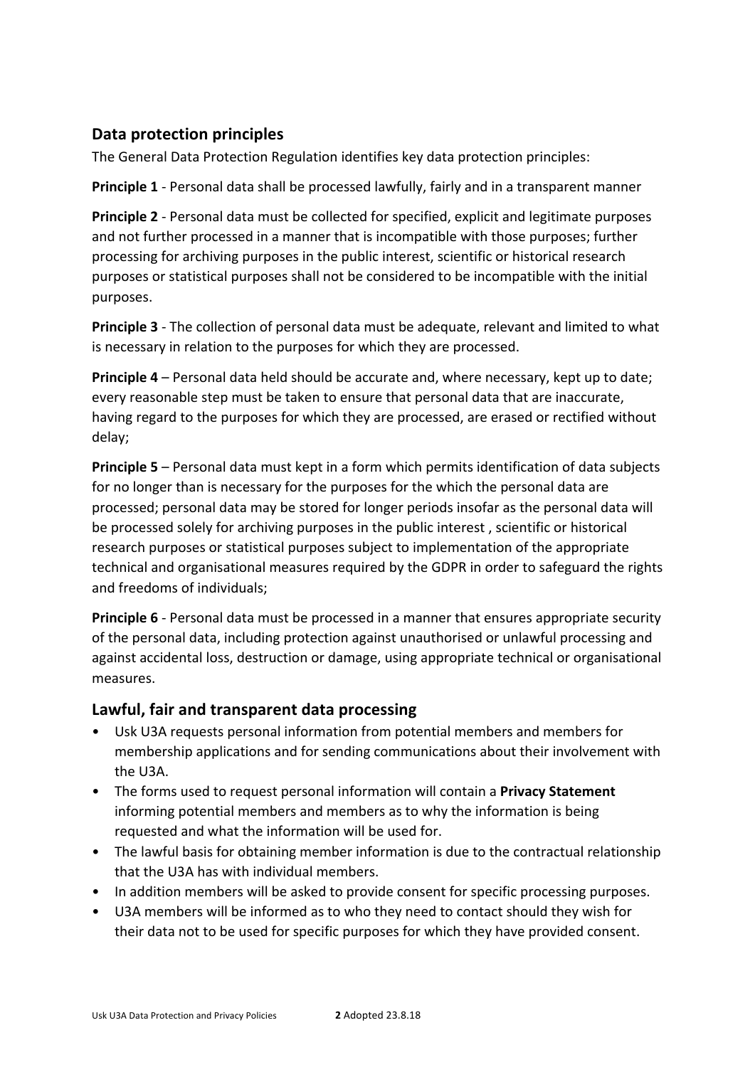## Data protection principles

The General Data Protection Regulation identifies key data protection principles:

**Principle 1** - Personal data shall be processed lawfully, fairly and in a transparent manner

**Principle 2** - Personal data must be collected for specified, explicit and legitimate purposes and not further processed in a manner that is incompatible with those purposes; further processing for archiving purposes in the public interest, scientific or historical research purposes or statistical purposes shall not be considered to be incompatible with the initial purposes.

**Principle 3** - The collection of personal data must be adequate, relevant and limited to what is necessary in relation to the purposes for which they are processed.

**Principle 4** – Personal data held should be accurate and, where necessary, kept up to date; every reasonable step must be taken to ensure that personal data that are inaccurate, having regard to the purposes for which they are processed, are erased or rectified without delay;

**Principle 5** – Personal data must kept in a form which permits identification of data subjects for no longer than is necessary for the purposes for the which the personal data are processed; personal data may be stored for longer periods insofar as the personal data will be processed solely for archiving purposes in the public interest , scientific or historical research purposes or statistical purposes subject to implementation of the appropriate technical and organisational measures required by the GDPR in order to safeguard the rights and freedoms of individuals;

**Principle 6** - Personal data must be processed in a manner that ensures appropriate security of the personal data, including protection against unauthorised or unlawful processing and against accidental loss, destruction or damage, using appropriate technical or organisational measures.

## Lawful, fair and transparent data processing

- Usk U3A requests personal information from potential members and members for membership applications and for sending communications about their involvement with the U3A.
- The forms used to request personal information will contain a **Privacy Statement** informing potential members and members as to why the information is being requested and what the information will be used for.
- The lawful basis for obtaining member information is due to the contractual relationship that the U3A has with individual members.
- In addition members will be asked to provide consent for specific processing purposes.
- U3A members will be informed as to who they need to contact should they wish for their data not to be used for specific purposes for which they have provided consent.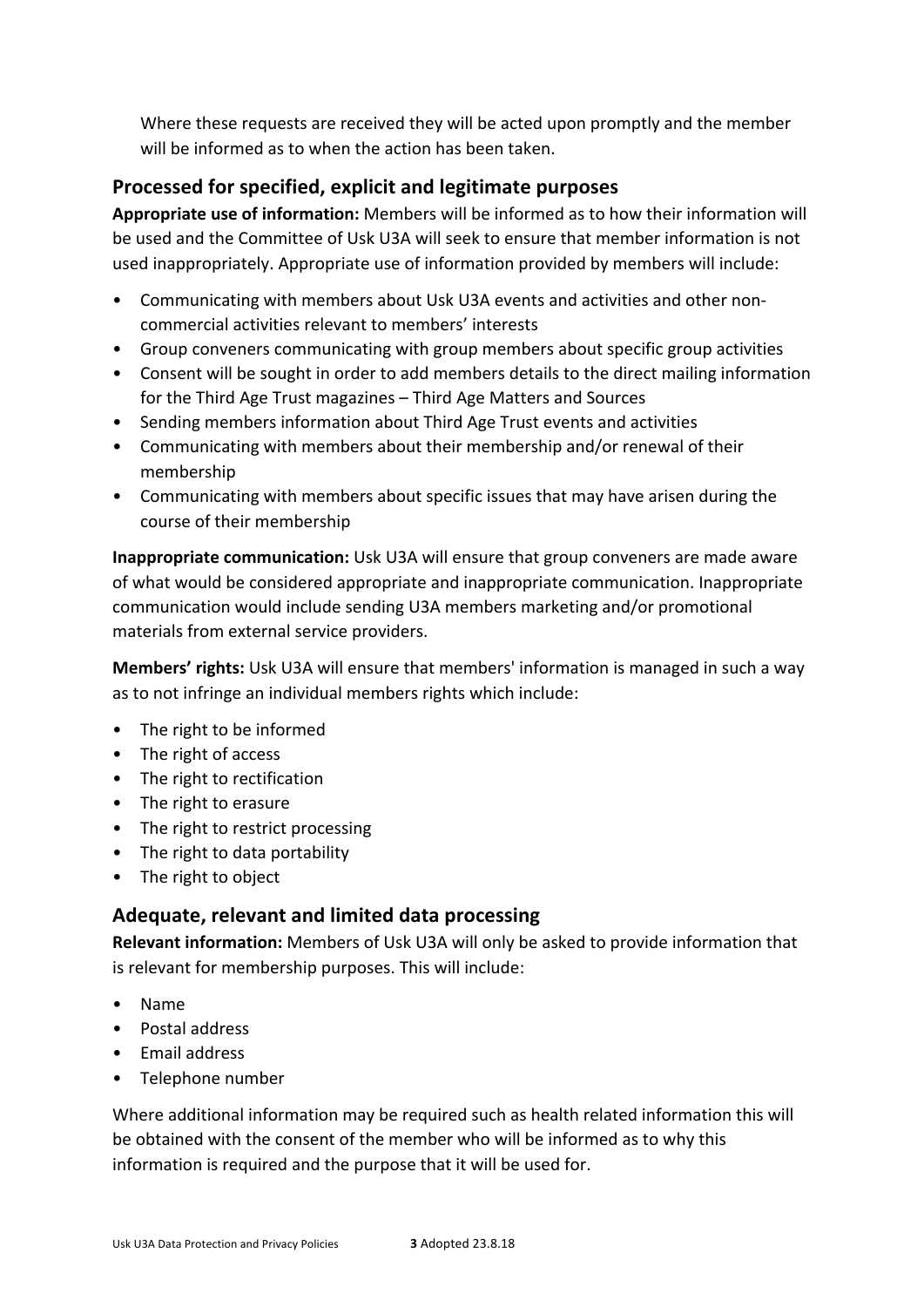Where these requests are received they will be acted upon promptly and the member will be informed as to when the action has been taken.

## Processed for specified, explicit and legitimate purposes

**Appropriate use of information:** Members will be informed as to how their information will be used and the Committee of Usk U3A will seek to ensure that member information is not used inappropriately. Appropriate use of information provided by members will include:

- Communicating with members about Usk U3A events and activities and other non-commercial activities relevant to members' interests
- Group conveners communicating with group members about specific group activities
- Consent will be sought in order to add members details to the direct mailing information for the Third Age Trust magazines – Third Age Matters and Sources
- Sending members information about Third Age Trust events and activities
- Communicating with members about their membership and/or renewal of their membership
- Communicating with members about specific issues that may have arisen during the course of their membership

**Inappropriate communication:** Usk U3A will ensure that group conveners are made aware of what would be considered appropriate and inappropriate communication. Inappropriate communication would include sending U3A members marketing and/or promotional materials from external service providers.

**Members' rights:** Usk U3A will ensure that members' information is managed in such a way as to not infringe an individual members rights which include:

- The right to be informed
- The right of access
- The right to rectification
- The right to erasure
- The right to restrict processing
- The right to data portability
- The right to object

## Adequate, relevant and limited data processing

**Relevant information:** Members of Usk U3A will only be asked to provide information that is relevant for membership purposes. This will include:

- Name
- Postal address
- Email address
- Telephone number

Where additional information may be required such as health related information this will be obtained with the consent of the member who will be informed as to why this information is required and the purpose that it will be used for.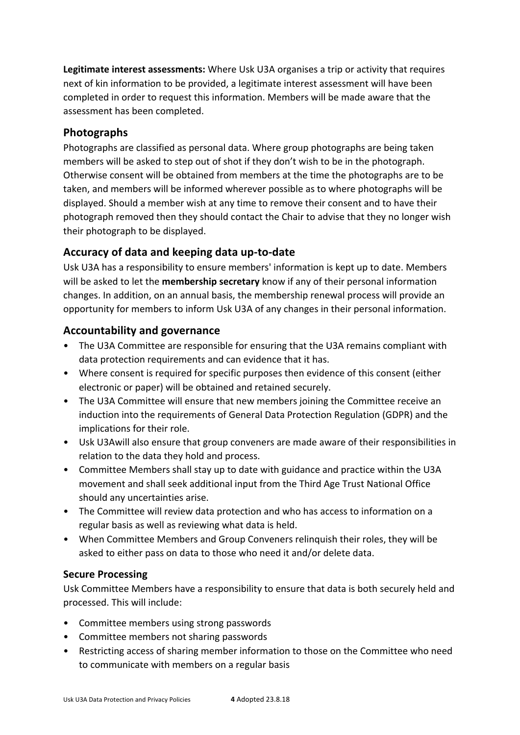**Legitimate interest assessments:** Where Usk U3A organises a trip or activity that requires next of kin information to be provided, a legitimate interest assessment will have been completed in order to request this information. Members will be made aware that the assessment has been completed.

## Photographs

Photographs are classified as personal data. Where group photographs are being taken members will be asked to step out of shot if they don't wish to be in the photograph. Otherwise consent will be obtained from members at the time the photographs are to be taken, and members will be informed wherever possible as to where photographs will be displayed. Should a member wish at any time to remove their consent and to have their photograph removed then they should contact the Chair to advise that they no longer wish their photograph to be displayed.

## Accuracy of data and keeping data up-to-date

Usk U3A has a responsibility to ensure members' information is kept up to date. Members will be asked to let the **membership secretary** know if any of their personal information changes. In addition, on an annual basis, the membership renewal process will provide an opportunity for members to inform Usk U3A of any changes in their personal information.

## Accountability and governance

- The U3A Committee are responsible for ensuring that the U3A remains compliant with data protection requirements and can evidence that it has.
- Where consent is required for specific purposes then evidence of this consent (either electronic or paper) will be obtained and retained securely.
- The U3A Committee will ensure that new members joining the Committee receive an induction into the requirements of General Data Protection Regulation (GDPR) and the implications for their role.
- Usk U3Awill also ensure that group conveners are made aware of their responsibilities in relation to the data they hold and process.
- Committee Members shall stay up to date with guidance and practice within the U3A movement and shall seek additional input from the Third Age Trust National Office should any uncertainties arise.
- The Committee will review data protection and who has access to information on a regular basis as well as reviewing what data is held.
- When Committee Members and Group Conveners relinquish their roles, they will be asked to either pass on data to those who need it and/or delete data.

### Secure Processing

Usk Committee Members have a responsibility to ensure that data is both securely held and processed. This will include:

- Committee members using strong passwords
- Committee members not sharing passwords
- Restricting access of sharing member information to those on the Committee who need to communicate with members on a regular basis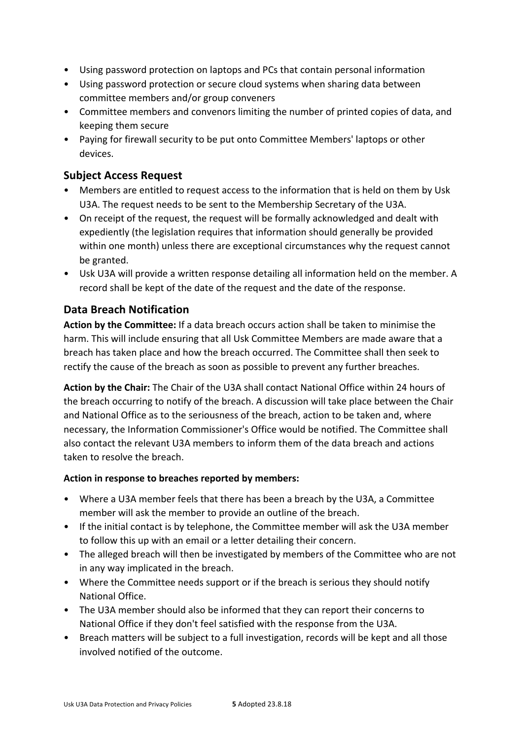- Using password protection on laptops and PCs that contain personal information
- Using password protection or secure cloud systems when sharing data between committee members and/or group conveners
- Committee members and convenors limiting the number of printed copies of data, and keeping them secure
- Paying for firewall security to be put onto Committee Members' laptops or other devices.

## Subject Access Request

- Members are entitled to request access to the information that is held on them by Usk U3A. The request needs to be sent to the Membership Secretary of the U3A.
- On receipt of the request, the request will be formally acknowledged and dealt with expediently (the legislation requires that information should generally be provided within one month) unless there are exceptional circumstances why the request cannot be granted.
- Usk U3A will provide a written response detailing all information held on the member. A record shall be kept of the date of the request and the date of the response.

## Data Breach Notification

**Action by the Committee:** If a data breach occurs action shall be taken to minimise the harm. This will include ensuring that all Usk Committee Members are made aware that a breach has taken place and how the breach occurred. The Committee shall then seek to rectify the cause of the breach as soon as possible to prevent any further breaches.

**Action by the Chair:** The Chair of the U3A shall contact National Office within 24 hours of the breach occurring to notify of the breach. A discussion will take place between the Chair and National Office as to the seriousness of the breach, action to be taken and, where necessary, the Information Commissioner's Office would be notified. The Committee shall also contact the relevant U3A members to inform them of the data breach and actions taken to resolve the breach.

**Action in response to breaches reported by members:**

- Where a U3A member feels that there has been a breach by the U3A, a Committee member will ask the member to provide an outline of the breach.
- If the initial contact is by telephone, the Committee member will ask the U3A member to follow this up with an email or a letter detailing their concern.
- The alleged breach will then be investigated by members of the Committee who are not in any way implicated in the breach.
- Where the Committee needs support or if the breach is serious they should notify National Office.
- The U3A member should also be informed that they can report their concerns to National Office if they don't feel satisfied with the response from the U3A.
- Breach matters will be subject to a full investigation, records will be kept and all those involved notified of the outcome.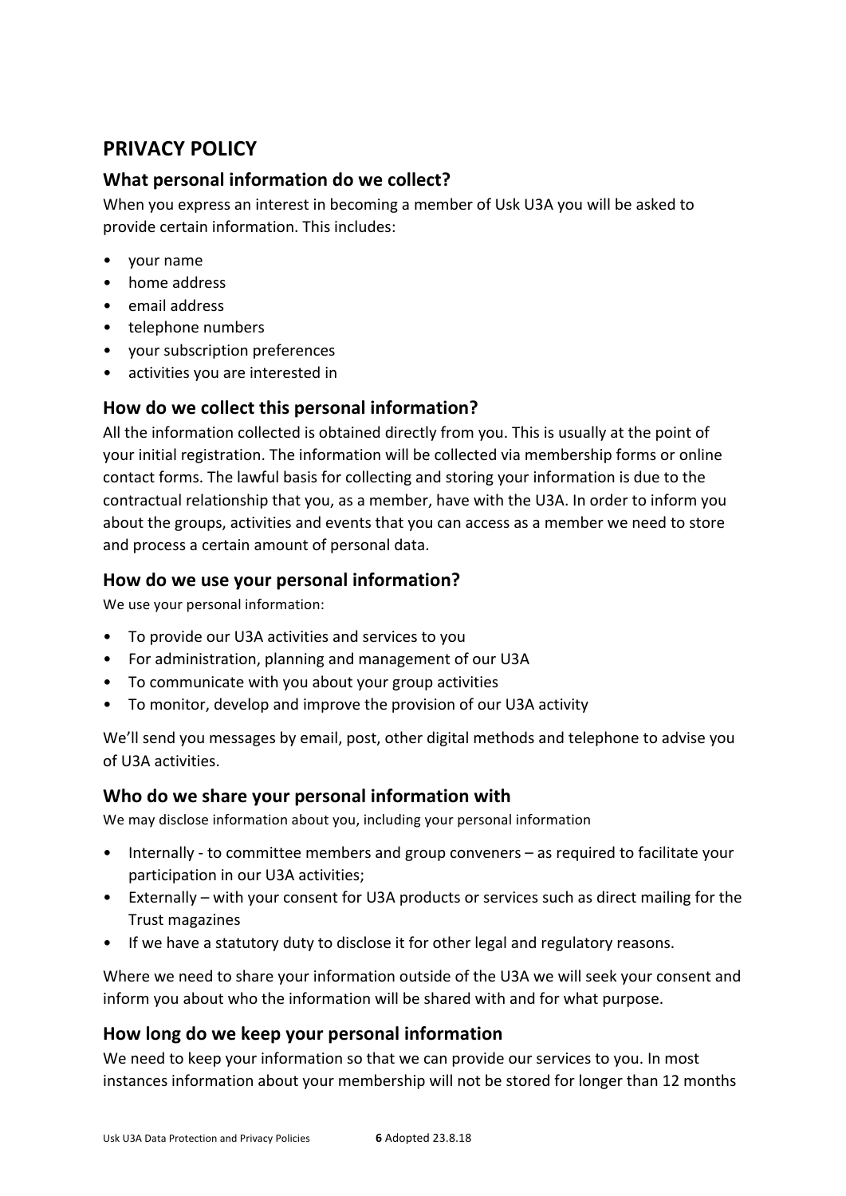## PRIVACY POLICY

### What personal information do we collect?

When you express an interest in becoming a member of Usk U3A you will be asked to provide certain information. This includes:

- your name
- home address
- email address
- telephone numbers
- your subscription preferences
- activities you are interested in

### How do we collect this personal information?

All the information collected is obtained directly from you. This is usually at the point of your initial registration. The information will be collected via membership forms or online contact forms. The lawful basis for collecting and storing your information is due to the contractual relationship that you, as a member, have with the U3A. In order to inform you about the groups, activities and events that you can access as a member we need to store and process a certain amount of personal data.

### How do we use your personal information?

We use your personal information:

- To provide our U3A activities and services to you
- For administration, planning and management of our U3A
- To communicate with you about your group activities
- To monitor, develop and improve the provision of our U3A activity

We'll send you messages by email, post, other digital methods and telephone to advise you of U3A activities.

### Who do we share your personal information with

We may disclose information about you, including your personal information

- Internally - to committee members and group conveners – as required to facilitate your participation in our U3A activities;
- Externally – with your consent for U3A products or services such as direct mailing for the Trust magazines
- If we have a statutory duty to disclose it for other legal and regulatory reasons.

Where we need to share your information outside of the U3A we will seek your consent and inform you about who the information will be shared with and for what purpose.

### How long do we keep your personal information

We need to keep your information so that we can provide our services to you. In most instances information about your membership will not be stored for longer than 12 months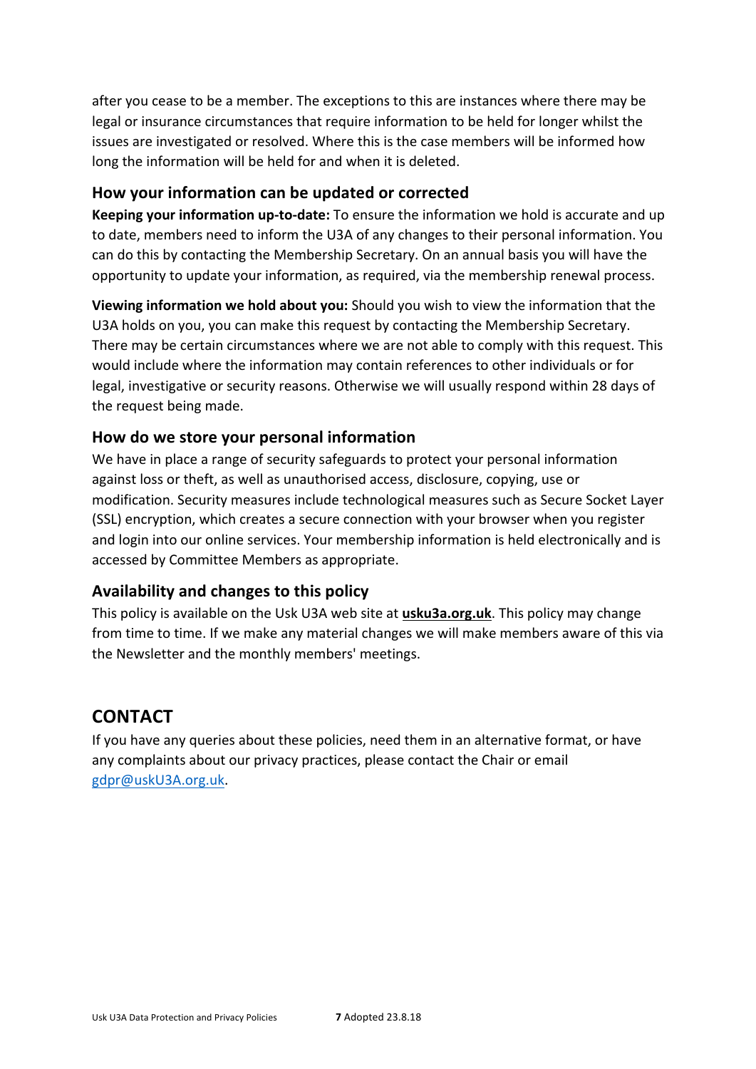after you cease to be a member. The exceptions to this are instances where there may be legal or insurance circumstances that require information to be held for longer whilst the issues are investigated or resolved. Where this is the case members will be informed how long the information will be held for and when it is deleted.

### How your information can be updated or corrected

**Keeping your information up-to-date:** To ensure the information we hold is accurate and up to date, members need to inform the U3A of any changes to their personal information. You can do this by contacting the Membership Secretary. On an annual basis you will have the opportunity to update your information, as required, via the membership renewal process.

**Viewing information we hold about you:** Should you wish to view the information that the U3A holds on you, you can make this request by contacting the Membership Secretary. There may be certain circumstances where we are not able to comply with this request. This would include where the information may contain references to other individuals or for legal, investigative or security reasons. Otherwise we will usually respond within 28 days of the request being made.

### How do we store your personal information

We have in place a range of security safeguards to protect your personal information against loss or theft, as well as unauthorised access, disclosure, copying, use or modification. Security measures include technological measures such as Secure Socket Layer (SSL) encryption, which creates a secure connection with your browser when you register and login into our online services. Your membership information is held electronically and is accessed by Committee Members as appropriate.

### Availability and changes to this policy

This policy is available on the Usk U3A web site at **usku3a.org.uk**. This policy may change from time to time. If we make any material changes we will make members aware of this via the Newsletter and the monthly members' meetings.

## CONTACT

If you have any queries about these policies, need them in an alternative format, or have any complaints about our privacy practices, please contact the Chair or email gdpr@uskU3A.org.uk.